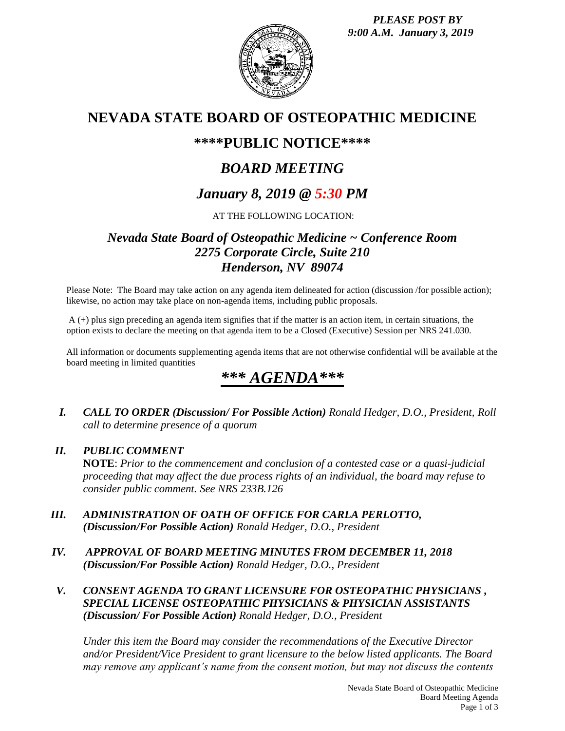*PLEASE POST BY*
*9:00 A.M. January 3, 2019*

# NEVADA STATE BOARD OF OSTEOPATHIC MEDICINE

## \*\*\*\*PUBLIC NOTICE\*\*\*\*

## *BOARD MEETING*

## *January 8, 2019 @ 5:30 PM*

AT THE FOLLOWING LOCATION:

### *Nevada State Board of Osteopathic Medicine ~ Conference Room*
### *2275 Corporate Circle, Suite 210*
### *Henderson, NV 89074*

Please Note: The Board may take action on any agenda item delineated for action (discussion /for possible action); likewise, no action may take place on non-agenda items, including public proposals.

A (+) plus sign preceding an agenda item signifies that if the matter is an action item, in certain situations, the option exists to declare the meeting on that agenda item to be a Closed (Executive) Session per NRS 241.030.

All information or documents supplementing agenda items that are not otherwise confidential will be available at the board meeting in limited quantities

# *\*\*\* AGENDA\*\*\**

**I.** ***CALL TO ORDER (Discussion/ For Possible Action)*** *Ronald Hedger, D.O., President, Roll call to determine presence of a quorum*

**II.** ***PUBLIC COMMENT***
**NOTE**: *Prior to the commencement and conclusion of a contested case or a quasi-judicial proceeding that may affect the due process rights of an individual, the board may refuse to consider public comment. See NRS 233B.126*

**III.** ***ADMINISTRATION OF OATH OF OFFICE FOR CARLA PERLOTTO, (Discussion/For Possible Action)*** *Ronald Hedger, D.O., President*

**IV.** ***APPROVAL OF BOARD MEETING MINUTES FROM DECEMBER 11, 2018 (Discussion/For Possible Action)*** *Ronald Hedger, D.O., President*

**V.** ***CONSENT AGENDA TO GRANT LICENSURE FOR OSTEOPATHIC PHYSICIANS , SPECIAL LICENSE OSTEOPATHIC PHYSICIANS & PHYSICIAN ASSISTANTS (Discussion/ For Possible Action)*** *Ronald Hedger, D.O., President*

*Under this item the Board may consider the recommendations of the Executive Director and/or President/Vice President to grant licensure to the below listed applicants. The Board may remove any applicant's name from the consent motion, but may not discuss the contents*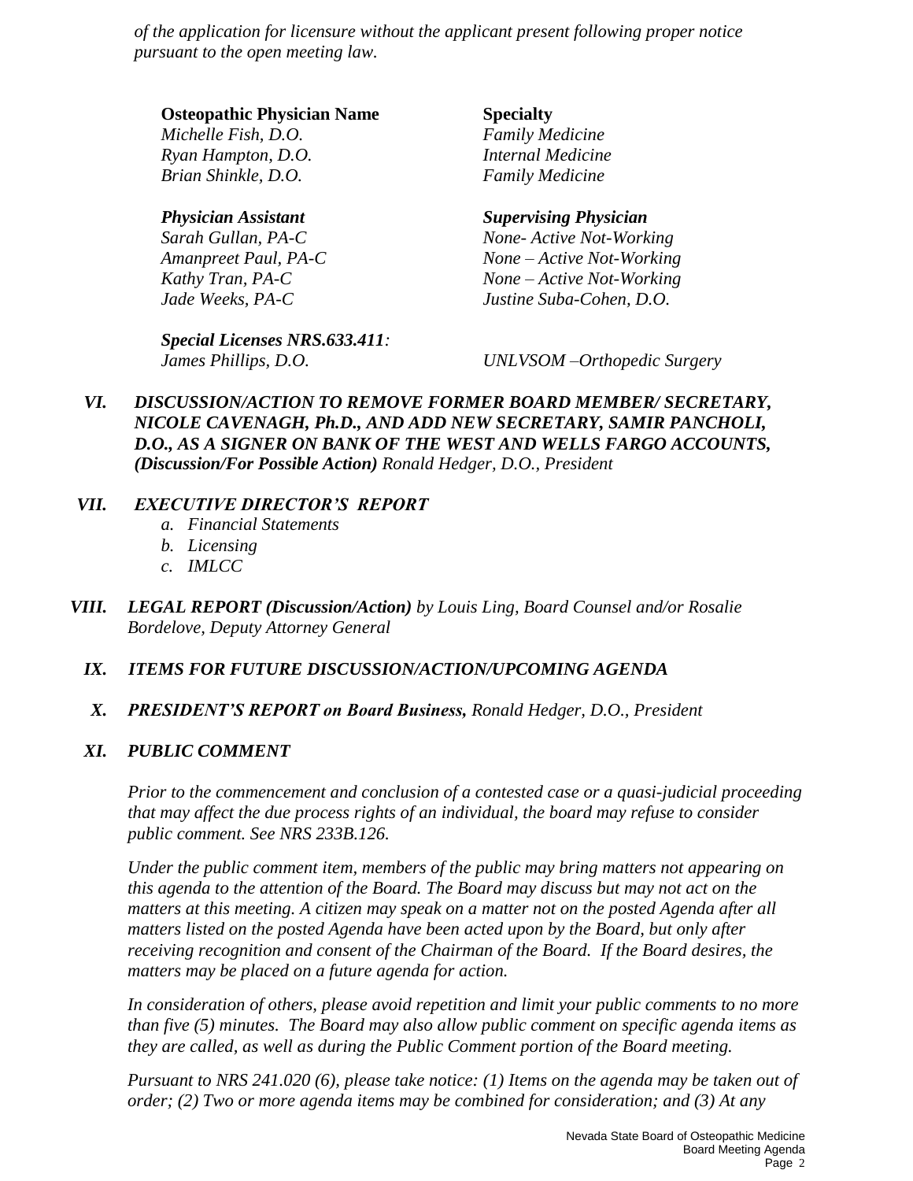*of the application for licensure without the applicant present following proper notice pursuant to the open meeting law.*

| **Osteopathic Physician Name** | **Specialty** |
|---|---|
| *Michelle Fish, D.O.* | *Family Medicine* |
| *Ryan Hampton, D.O.* | *Internal Medicine* |
| *Brian Shinkle, D.O.* | *Family Medicine* |

| ***Physician Assistant*** | ***Supervising Physician*** |
|---|---|
| *Sarah Gullan, PA-C* | *None- Active Not-Working* |
| *Amanpreet Paul, PA-C* | *None – Active Not-Working* |
| *Kathy Tran, PA-C* | *None – Active Not-Working* |
| *Jade Weeks, PA-C* | *Justine Suba-Cohen, D.O.* |

***Special Licenses NRS.633.411:***

| | |
|---|---|
| *James Phillips, D.O.* | *UNLVSOM –Orthopedic Surgery* |

**VI.** ***DISCUSSION/ACTION TO REMOVE FORMER BOARD MEMBER/ SECRETARY, NICOLE CAVENAGH, Ph.D., AND ADD NEW SECRETARY, SAMIR PANCHOLI, D.O., AS A SIGNER ON BANK OF THE WEST AND WELLS FARGO ACCOUNTS, (Discussion/For Possible Action)*** *Ronald Hedger, D.O., President*

**VII.** ***EXECUTIVE DIRECTOR'S REPORT***

- *a. Financial Statements*
- *b. Licensing*
- *c. IMLCC*

**VIII.** ***LEGAL REPORT (Discussion/Action)*** *by Louis Ling, Board Counsel and/or Rosalie Bordelove, Deputy Attorney General*

**IX.** ***ITEMS FOR FUTURE DISCUSSION/ACTION/UPCOMING AGENDA***

**X.** ***PRESIDENT'S REPORT on Board Business,*** *Ronald Hedger, D.O., President*

**XI.** ***PUBLIC COMMENT***

*Prior to the commencement and conclusion of a contested case or a quasi-judicial proceeding that may affect the due process rights of an individual, the board may refuse to consider public comment. See NRS 233B.126.*

*Under the public comment item, members of the public may bring matters not appearing on this agenda to the attention of the Board. The Board may discuss but may not act on the matters at this meeting. A citizen may speak on a matter not on the posted Agenda after all matters listed on the posted Agenda have been acted upon by the Board, but only after receiving recognition and consent of the Chairman of the Board. If the Board desires, the matters may be placed on a future agenda for action.*

*In consideration of others, please avoid repetition and limit your public comments to no more than five (5) minutes. The Board may also allow public comment on specific agenda items as they are called, as well as during the Public Comment portion of the Board meeting.*

*Pursuant to NRS 241.020 (6), please take notice: (1) Items on the agenda may be taken out of order; (2) Two or more agenda items may be combined for consideration; and (3) At any*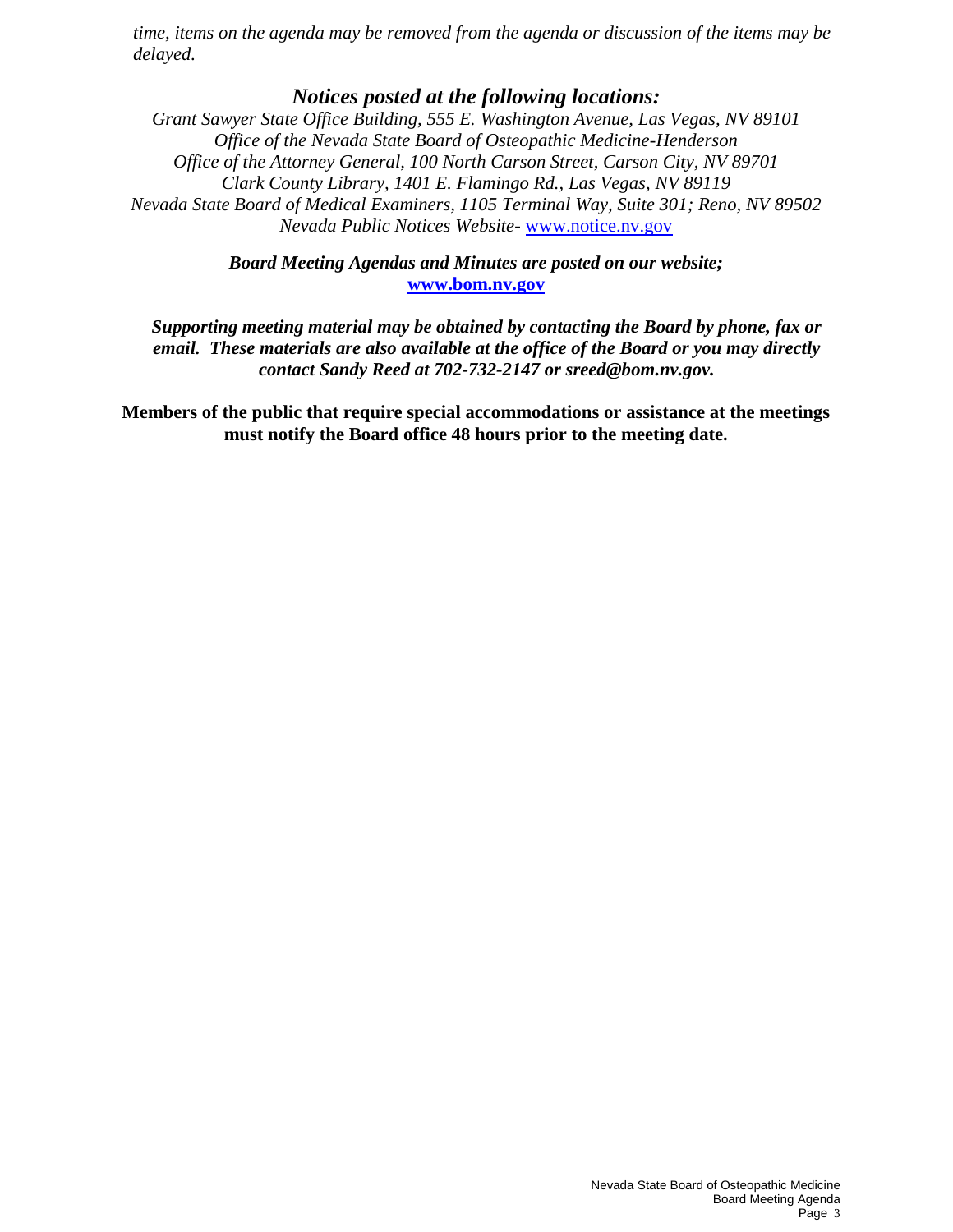*time, items on the agenda may be removed from the agenda or discussion of the items may be delayed.*

## *Notices posted at the following locations:*

*Grant Sawyer State Office Building, 555 E. Washington Avenue, Las Vegas, NV 89101*
*Office of the Nevada State Board of Osteopathic Medicine-Henderson*
*Office of the Attorney General, 100 North Carson Street, Carson City, NV 89701*
*Clark County Library, 1401 E. Flamingo Rd., Las Vegas, NV 89119*
*Nevada State Board of Medical Examiners, 1105 Terminal Way, Suite 301; Reno, NV 89502*
*Nevada Public Notices Website-* www.notice.nv.gov

***Board Meeting Agendas and Minutes are posted on our website;***
**www.bom.nv.gov**

***Supporting meeting material may be obtained by contacting the Board by phone, fax or email. These materials are also available at the office of the Board or you may directly contact Sandy Reed at 702-732-2147 or sreed@bom.nv.gov.***

**Members of the public that require special accommodations or assistance at the meetings must notify the Board office 48 hours prior to the meeting date.**